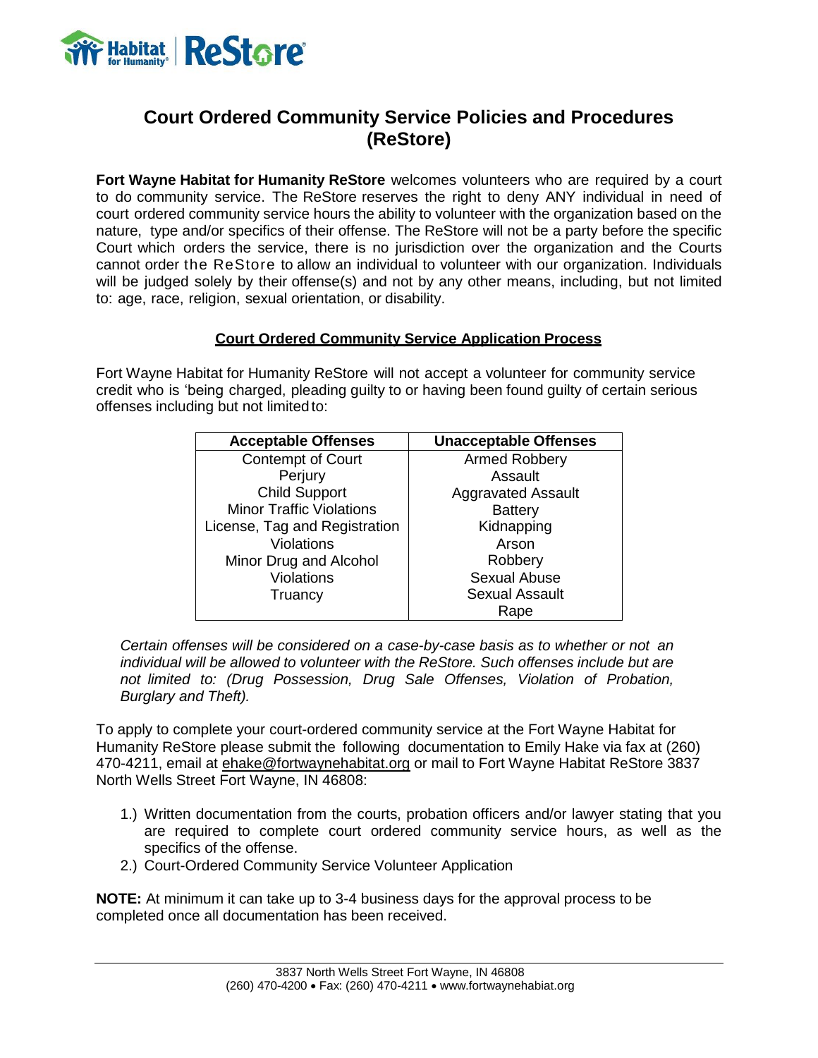# Court Ordered Community Service Policies and Procedures (ReStore)

**Fort Wayne Habitat for Humanity ReStore** welcomes volunteers who are required by a court to do community service. The ReStore reserves the right to deny ANY individual in need of court ordered community service hours the ability to volunteer with the organization based on the nature, type and/or specifics of their offense. The ReStore will not be a party before the specific Court which orders the service, there is no jurisdiction over the organization and the Courts cannot order the ReStore to allow an individual to volunteer with our organization. Individuals will be judged solely by their offense(s) and not by any other means, including, but not limited to: age, race, religion, sexual orientation, or disability.

## Court Ordered Community Service Application Process

Fort Wayne Habitat for Humanity ReStore will not accept a volunteer for community service credit who is 'being charged, pleading guilty to or having been found guilty of certain serious offenses including but not limited to:

| Acceptable Offenses | Unacceptable Offenses |
|---|---|
| Contempt of Court | Armed Robbery |
| Perjury | Assault |
| Child Support | Aggravated Assault |
| Minor Traffic Violations | Battery |
| License, Tag and Registration Violations | Kidnapping |
| Minor Drug and Alcohol Violations | Arson |
| Truancy | Robbery |
| | Sexual Abuse |
| | Sexual Assault |
| | Rape |

*Certain offenses will be considered on a case-by-case basis as to whether or not an individual will be allowed to volunteer with the ReStore. Such offenses include but are not limited to: (Drug Possession, Drug Sale Offenses, Violation of Probation, Burglary and Theft).*

To apply to complete your court-ordered community service at the Fort Wayne Habitat for Humanity ReStore please submit the following documentation to Emily Hake via fax at (260) 470-4211, email at ehake@fortwaynehabitat.org or mail to Fort Wayne Habitat ReStore 3837 North Wells Street Fort Wayne, IN 46808:

1.) Written documentation from the courts, probation officers and/or lawyer stating that you are required to complete court ordered community service hours, as well as the specifics of the offense.
2.) Court-Ordered Community Service Volunteer Application

**NOTE:** At minimum it can take up to 3-4 business days for the approval process to be completed once all documentation has been received.

3837 North Wells Street Fort Wayne, IN 46808
(260) 470-4200 • Fax: (260) 470-4211 • www.fortwaynehabiat.org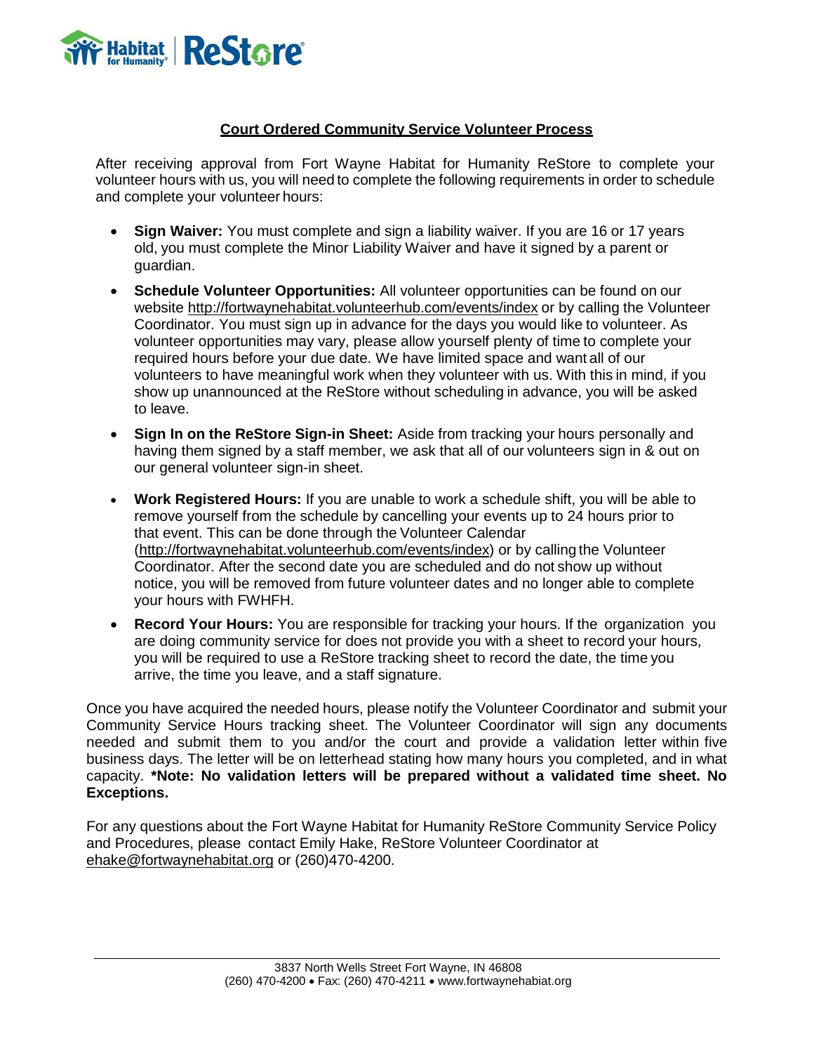## Court Ordered Community Service Volunteer Process

After receiving approval from Fort Wayne Habitat for Humanity ReStore to complete your volunteer hours with us, you will need to complete the following requirements in order to schedule and complete your volunteer hours:

- **Sign Waiver:** You must complete and sign a liability waiver. If you are 16 or 17 years old, you must complete the Minor Liability Waiver and have it signed by a parent or guardian.
- **Schedule Volunteer Opportunities:** All volunteer opportunities can be found on our website http://fortwaynehabitat.volunteerhub.com/events/index or by calling the Volunteer Coordinator. You must sign up in advance for the days you would like to volunteer. As volunteer opportunities may vary, please allow yourself plenty of time to complete your required hours before your due date. We have limited space and want all of our volunteers to have meaningful work when they volunteer with us. With this in mind, if you show up unannounced at the ReStore without scheduling in advance, you will be asked to leave.
- **Sign In on the ReStore Sign-in Sheet:** Aside from tracking your hours personally and having them signed by a staff member, we ask that all of our volunteers sign in & out on our general volunteer sign-in sheet.
- **Work Registered Hours:** If you are unable to work a schedule shift, you will be able to remove yourself from the schedule by cancelling your events up to 24 hours prior to that event. This can be done through the Volunteer Calendar (http://fortwaynehabitat.volunteerhub.com/events/index) or by calling the Volunteer Coordinator. After the second date you are scheduled and do not show up without notice, you will be removed from future volunteer dates and no longer able to complete your hours with FWHFH.
- **Record Your Hours:** You are responsible for tracking your hours. If the organization you are doing community service for does not provide you with a sheet to record your hours, you will be required to use a ReStore tracking sheet to record the date, the time you arrive, the time you leave, and a staff signature.

Once you have acquired the needed hours, please notify the Volunteer Coordinator and submit your Community Service Hours tracking sheet. The Volunteer Coordinator will sign any documents needed and submit them to you and/or the court and provide a validation letter within five business days. The letter will be on letterhead stating how many hours you completed, and in what capacity. **\*Note: No validation letters will be prepared without a validated time sheet. No Exceptions.**

For any questions about the Fort Wayne Habitat for Humanity ReStore Community Service Policy and Procedures, please contact Emily Hake, ReStore Volunteer Coordinator at ehake@fortwaynehabitat.org or (260)470-4200.

3837 North Wells Street Fort Wayne, IN 46808
(260) 470-4200 • Fax: (260) 470-4211 • www.fortwaynehabiat.org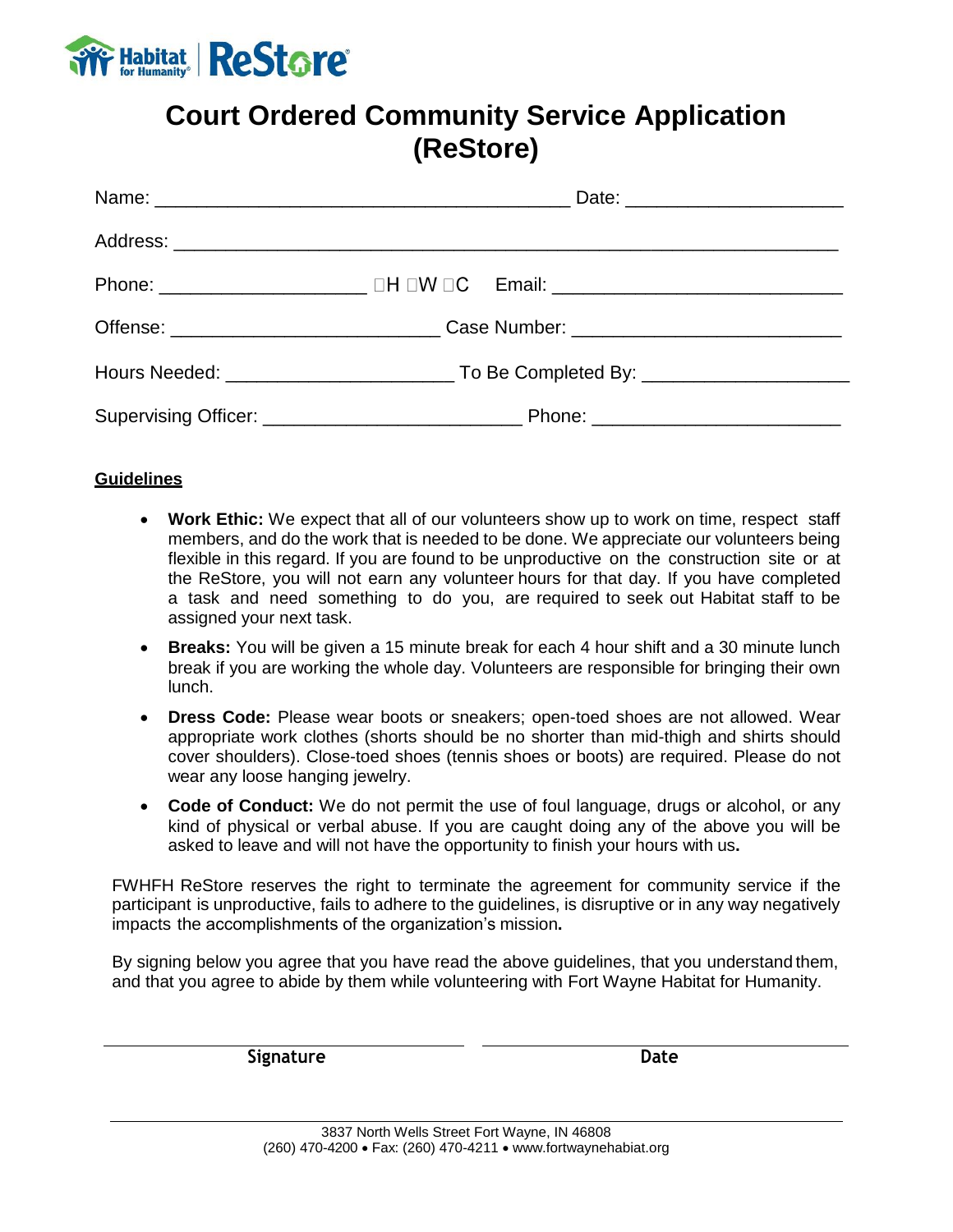# Court Ordered Community Service Application (ReStore)

Name: ________________________________________ Date: _____________________

Address: ________________________________________________________________

Phone: ____________________ □H □W □C Email: ____________________________

Offense: __________________________ Case Number: __________________________

Hours Needed: ______________________ To Be Completed By: ____________________

Supervising Officer: _________________________ Phone: ________________________

**Guidelines**

- **Work Ethic:** We expect that all of our volunteers show up to work on time, respect staff members, and do the work that is needed to be done. We appreciate our volunteers being flexible in this regard. If you are found to be unproductive on the construction site or at the ReStore, you will not earn any volunteer hours for that day. If you have completed a task and need something to do you, are required to seek out Habitat staff to be assigned your next task.
- **Breaks:** You will be given a 15 minute break for each 4 hour shift and a 30 minute lunch break if you are working the whole day. Volunteers are responsible for bringing their own lunch.
- **Dress Code:** Please wear boots or sneakers; open-toed shoes are not allowed. Wear appropriate work clothes (shorts should be no shorter than mid-thigh and shirts should cover shoulders). Close-toed shoes (tennis shoes or boots) are required. Please do not wear any loose hanging jewelry.
- **Code of Conduct:** We do not permit the use of foul language, drugs or alcohol, or any kind of physical or verbal abuse. If you are caught doing any of the above you will be asked to leave and will not have the opportunity to finish your hours with us**.**

FWHFH ReStore reserves the right to terminate the agreement for community service if the participant is unproductive, fails to adhere to the guidelines, is disruptive or in any way negatively impacts the accomplishments of the organization's mission**.**

By signing below you agree that you have read the above guidelines, that you understand them, and that you agree to abide by them while volunteering with Fort Wayne Habitat for Humanity.

| Signature | Date |
| --- | --- |
| ______________________________ | ______________________________ |

3837 North Wells Street Fort Wayne, IN 46808
(260) 470-4200 • Fax: (260) 470-4211 • www.fortwaynehabiat.org